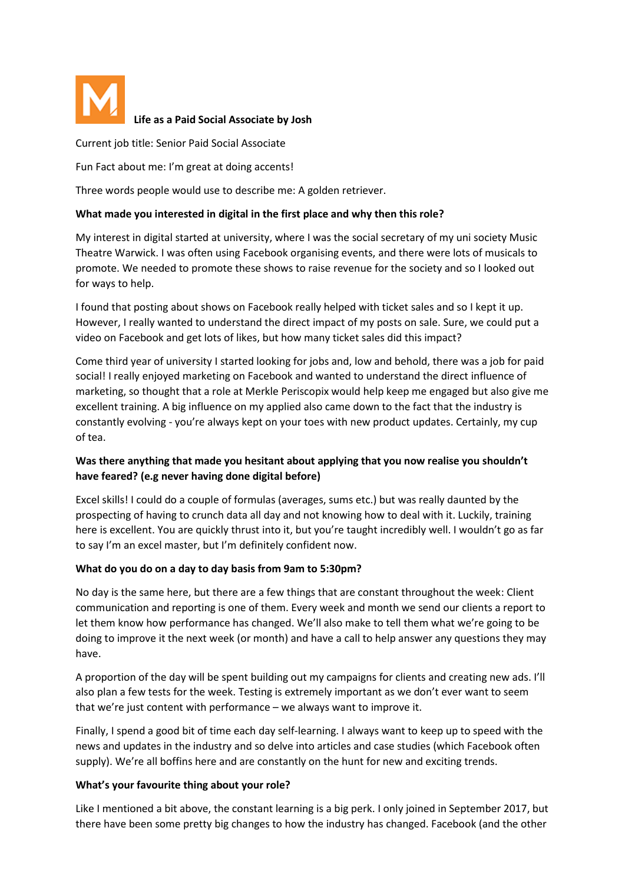# Life as a Paid Social Associate by Josh

Current job title: Senior Paid Social Associate

Fun Fact about me: I'm great at doing accents!

Three words people would use to describe me: A golden retriever.

**What made you interested in digital in the first place and why then this role?**

My interest in digital started at university, where I was the social secretary of my uni society Music Theatre Warwick. I was often using Facebook organising events, and there were lots of musicals to promote. We needed to promote these shows to raise revenue for the society and so I looked out for ways to help.

I found that posting about shows on Facebook really helped with ticket sales and so I kept it up. However, I really wanted to understand the direct impact of my posts on sale. Sure, we could put a video on Facebook and get lots of likes, but how many ticket sales did this impact?

Come third year of university I started looking for jobs and, low and behold, there was a job for paid social! I really enjoyed marketing on Facebook and wanted to understand the direct influence of marketing, so thought that a role at Merkle Periscopix would help keep me engaged but also give me excellent training. A big influence on my applied also came down to the fact that the industry is constantly evolving - you're always kept on your toes with new product updates. Certainly, my cup of tea.

**Was there anything that made you hesitant about applying that you now realise you shouldn't have feared? (e.g never having done digital before)**

Excel skills! I could do a couple of formulas (averages, sums etc.) but was really daunted by the prospecting of having to crunch data all day and not knowing how to deal with it. Luckily, training here is excellent. You are quickly thrust into it, but you're taught incredibly well. I wouldn't go as far to say I'm an excel master, but I'm definitely confident now.

**What do you do on a day to day basis from 9am to 5:30pm?**

No day is the same here, but there are a few things that are constant throughout the week: Client communication and reporting is one of them. Every week and month we send our clients a report to let them know how performance has changed. We'll also make to tell them what we're going to be doing to improve it the next week (or month) and have a call to help answer any questions they may have.

A proportion of the day will be spent building out my campaigns for clients and creating new ads. I'll also plan a few tests for the week. Testing is extremely important as we don't ever want to seem that we're just content with performance – we always want to improve it.

Finally, I spend a good bit of time each day self-learning. I always want to keep up to speed with the news and updates in the industry and so delve into articles and case studies (which Facebook often supply). We're all boffins here and are constantly on the hunt for new and exciting trends.

**What's your favourite thing about your role?**

Like I mentioned a bit above, the constant learning is a big perk. I only joined in September 2017, but there have been some pretty big changes to how the industry has changed. Facebook (and the other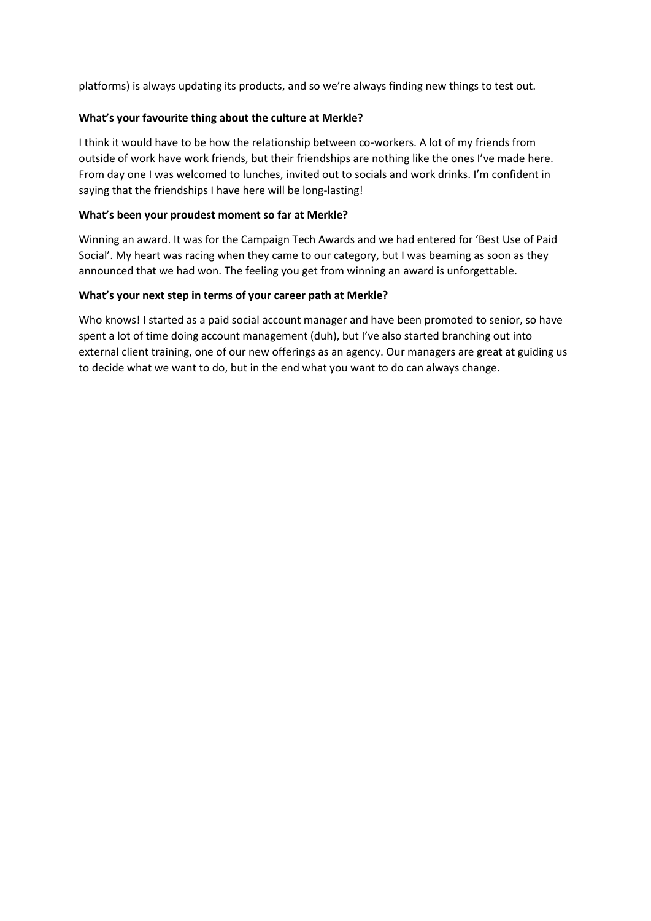platforms) is always updating its products, and so we're always finding new things to test out.

**What's your favourite thing about the culture at Merkle?**

I think it would have to be how the relationship between co-workers. A lot of my friends from outside of work have work friends, but their friendships are nothing like the ones I've made here. From day one I was welcomed to lunches, invited out to socials and work drinks. I'm confident in saying that the friendships I have here will be long-lasting!

**What's been your proudest moment so far at Merkle?**

Winning an award. It was for the Campaign Tech Awards and we had entered for 'Best Use of Paid Social'. My heart was racing when they came to our category, but I was beaming as soon as they announced that we had won. The feeling you get from winning an award is unforgettable.

**What's your next step in terms of your career path at Merkle?**

Who knows! I started as a paid social account manager and have been promoted to senior, so have spent a lot of time doing account management (duh), but I've also started branching out into external client training, one of our new offerings as an agency. Our managers are great at guiding us to decide what we want to do, but in the end what you want to do can always change.